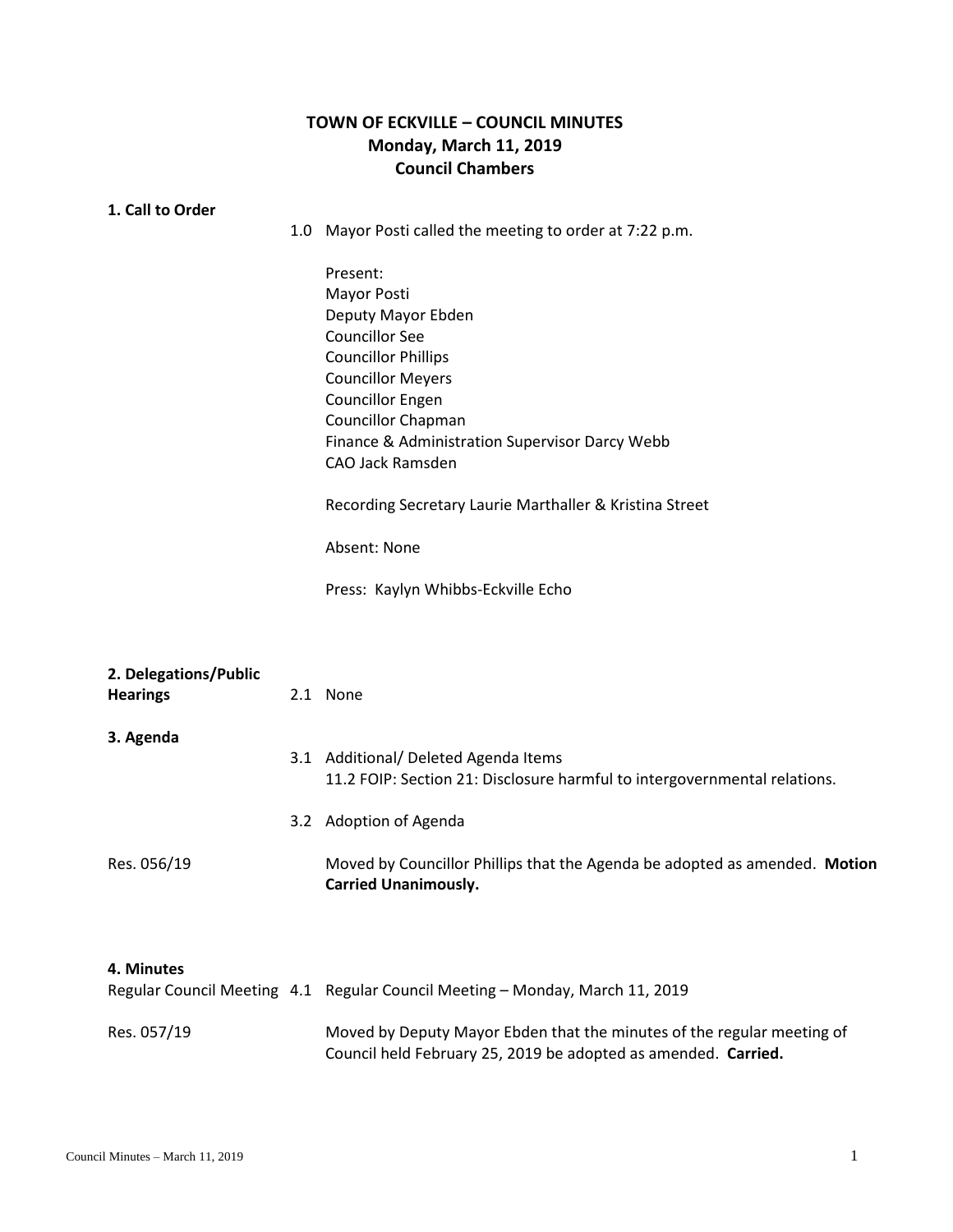# TOWN OF ECKVILLE – COUNCIL MINUTES
## Monday, March 11, 2019
## Council Chambers

**1. Call to Order**

1.0 Mayor Posti called the meeting to order at 7:22 p.m.

Present:
Mayor Posti
Deputy Mayor Ebden
Councillor See
Councillor Phillips
Councillor Meyers
Councillor Engen
Councillor Chapman
Finance & Administration Supervisor Darcy Webb
CAO Jack Ramsden

Recording Secretary Laurie Marthaller & Kristina Street

Absent: None

Press: Kaylyn Whibbs-Eckville Echo

**2. Delegations/Public Hearings**

2.1 None

**3. Agenda**

3.1 Additional/ Deleted Agenda Items
11.2 FOIP: Section 21: Disclosure harmful to intergovernmental relations.

3.2 Adoption of Agenda

Res. 056/19

Moved by Councillor Phillips that the Agenda be adopted as amended. **Motion Carried Unanimously.**

**4. Minutes**

Regular Council Meeting 4.1 Regular Council Meeting – Monday, March 11, 2019

Res. 057/19

Moved by Deputy Mayor Ebden that the minutes of the regular meeting of Council held February 25, 2019 be adopted as amended. **Carried.**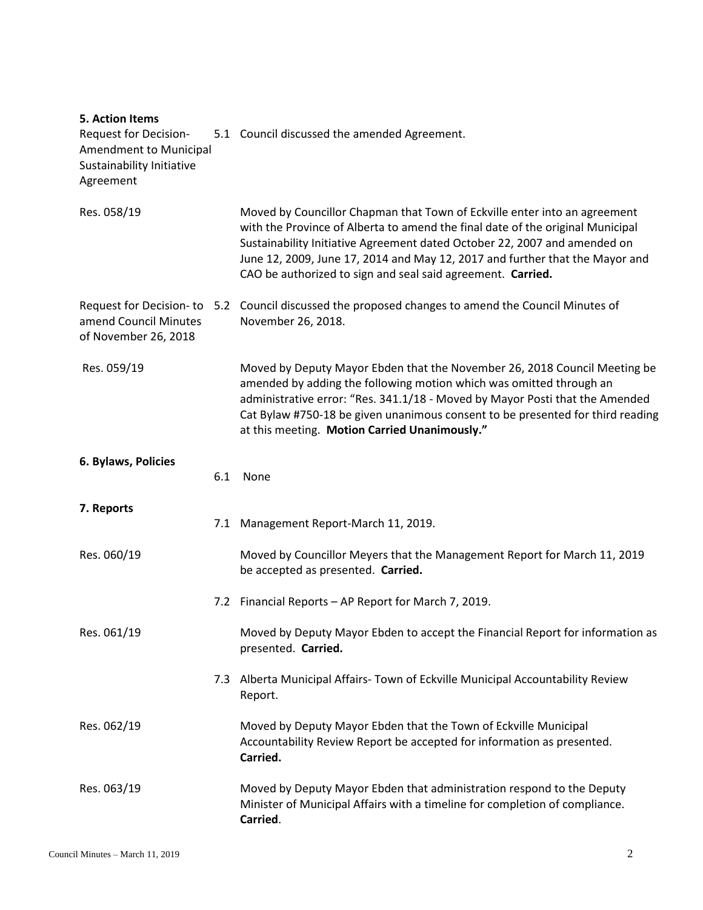## 5. Action Items

Request for Decision- Amendment to Municipal Sustainability Initiative Agreement

5.1 Council discussed the amended Agreement.

Res. 058/19

Moved by Councillor Chapman that Town of Eckville enter into an agreement with the Province of Alberta to amend the final date of the original Municipal Sustainability Initiative Agreement dated October 22, 2007 and amended on June 12, 2009, June 17, 2014 and May 12, 2017 and further that the Mayor and CAO be authorized to sign and seal said agreement. **Carried.**

Request for Decision- to amend Council Minutes of November 26, 2018

5.2 Council discussed the proposed changes to amend the Council Minutes of November 26, 2018.

Res. 059/19

Moved by Deputy Mayor Ebden that the November 26, 2018 Council Meeting be amended by adding the following motion which was omitted through an administrative error: "Res. 341.1/18 - Moved by Mayor Posti that the Amended Cat Bylaw #750-18 be given unanimous consent to be presented for third reading at this meeting. **Motion Carried Unanimously."**

## 6. Bylaws, Policies

6.1 None

## 7. Reports

7.1 Management Report-March 11, 2019.

Res. 060/19

Moved by Councillor Meyers that the Management Report for March 11, 2019 be accepted as presented. **Carried.**

7.2 Financial Reports – AP Report for March 7, 2019.

Res. 061/19

Moved by Deputy Mayor Ebden to accept the Financial Report for information as presented. **Carried.**

7.3 Alberta Municipal Affairs- Town of Eckville Municipal Accountability Review Report.

Res. 062/19

Moved by Deputy Mayor Ebden that the Town of Eckville Municipal Accountability Review Report be accepted for information as presented. **Carried.**

Res. 063/19

Moved by Deputy Mayor Ebden that administration respond to the Deputy Minister of Municipal Affairs with a timeline for completion of compliance. **Carried**.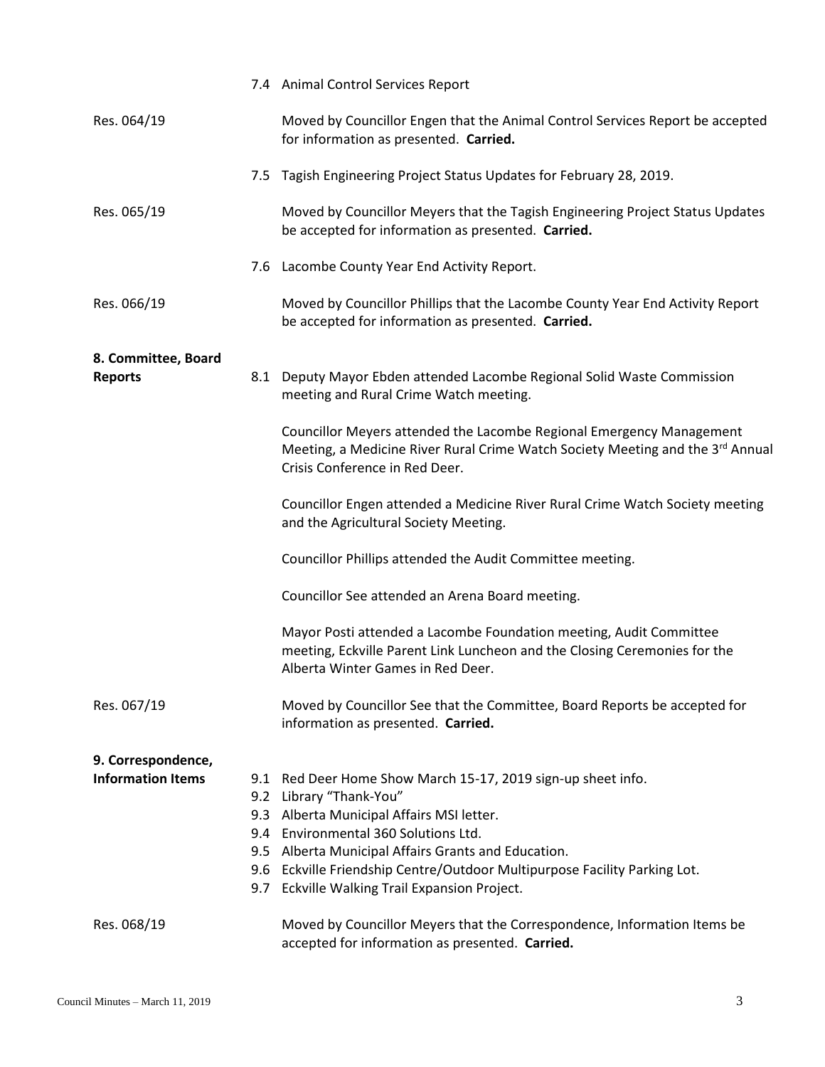7.4 Animal Control Services Report

Res. 064/19 — Moved by Councillor Engen that the Animal Control Services Report be accepted for information as presented. **Carried.**

7.5 Tagish Engineering Project Status Updates for February 28, 2019.

Res. 065/19 — Moved by Councillor Meyers that the Tagish Engineering Project Status Updates be accepted for information as presented. **Carried.**

7.6 Lacombe County Year End Activity Report.

Res. 066/19 — Moved by Councillor Phillips that the Lacombe County Year End Activity Report be accepted for information as presented. **Carried.**

**8. Committee, Board Reports**

8.1 Deputy Mayor Ebden attended Lacombe Regional Solid Waste Commission meeting and Rural Crime Watch meeting.

Councillor Meyers attended the Lacombe Regional Emergency Management Meeting, a Medicine River Rural Crime Watch Society Meeting and the 3rd Annual Crisis Conference in Red Deer.

Councillor Engen attended a Medicine River Rural Crime Watch Society meeting and the Agricultural Society Meeting.

Councillor Phillips attended the Audit Committee meeting.

Councillor See attended an Arena Board meeting.

Mayor Posti attended a Lacombe Foundation meeting, Audit Committee meeting, Eckville Parent Link Luncheon and the Closing Ceremonies for the Alberta Winter Games in Red Deer.

Res. 067/19 — Moved by Councillor See that the Committee, Board Reports be accepted for information as presented. **Carried.**

**9. Correspondence, Information Items**

- 9.1 Red Deer Home Show March 15-17, 2019 sign-up sheet info.
- 9.2 Library "Thank-You"
- 9.3 Alberta Municipal Affairs MSI letter.
- 9.4 Environmental 360 Solutions Ltd.
- 9.5 Alberta Municipal Affairs Grants and Education.
- 9.6 Eckville Friendship Centre/Outdoor Multipurpose Facility Parking Lot.
- 9.7 Eckville Walking Trail Expansion Project.

Res. 068/19 — Moved by Councillor Meyers that the Correspondence, Information Items be accepted for information as presented. **Carried.**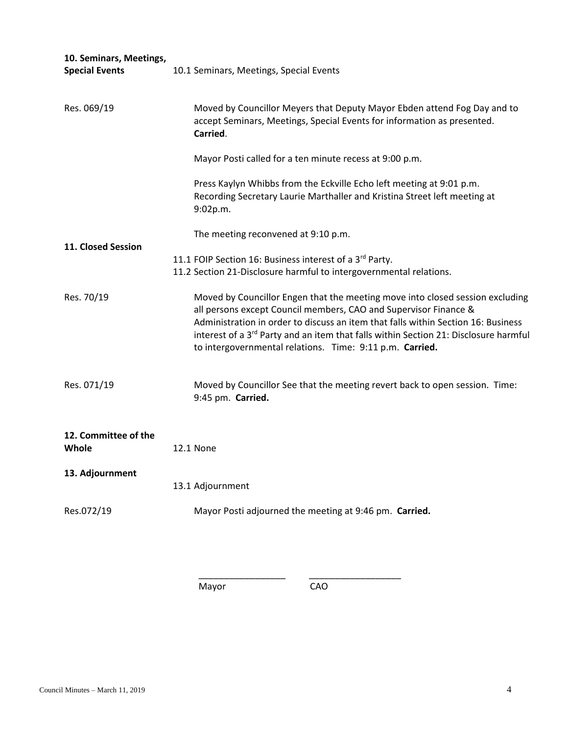**10. Seminars, Meetings, Special Events**

10.1 Seminars, Meetings, Special Events

Res. 069/19

Moved by Councillor Meyers that Deputy Mayor Ebden attend Fog Day and to accept Seminars, Meetings, Special Events for information as presented. **Carried**.

Mayor Posti called for a ten minute recess at 9:00 p.m.

Press Kaylyn Whibbs from the Eckville Echo left meeting at 9:01 p.m. Recording Secretary Laurie Marthaller and Kristina Street left meeting at 9:02p.m.

The meeting reconvened at 9:10 p.m.

**11. Closed Session**

11.1 FOIP Section 16: Business interest of a 3rd Party.
11.2 Section 21-Disclosure harmful to intergovernmental relations.

Res. 70/19

Moved by Councillor Engen that the meeting move into closed session excluding all persons except Council members, CAO and Supervisor Finance & Administration in order to discuss an item that falls within Section 16: Business interest of a 3rd Party and an item that falls within Section 21: Disclosure harmful to intergovernmental relations. Time: 9:11 p.m. **Carried.**

Res. 071/19

Moved by Councillor See that the meeting revert back to open session. Time: 9:45 pm. **Carried.**

**12. Committee of the Whole**

12.1 None

**13. Adjournment**

13.1 Adjournment

Res.072/19

Mayor Posti adjourned the meeting at 9:46 pm. **Carried.**

\_\_\_\_\_\_\_\_\_\_\_\_\_\_\_\_\_\_ \_\_\_\_\_\_\_\_\_\_\_\_\_\_\_\_\_\_\_

Mayor CAO